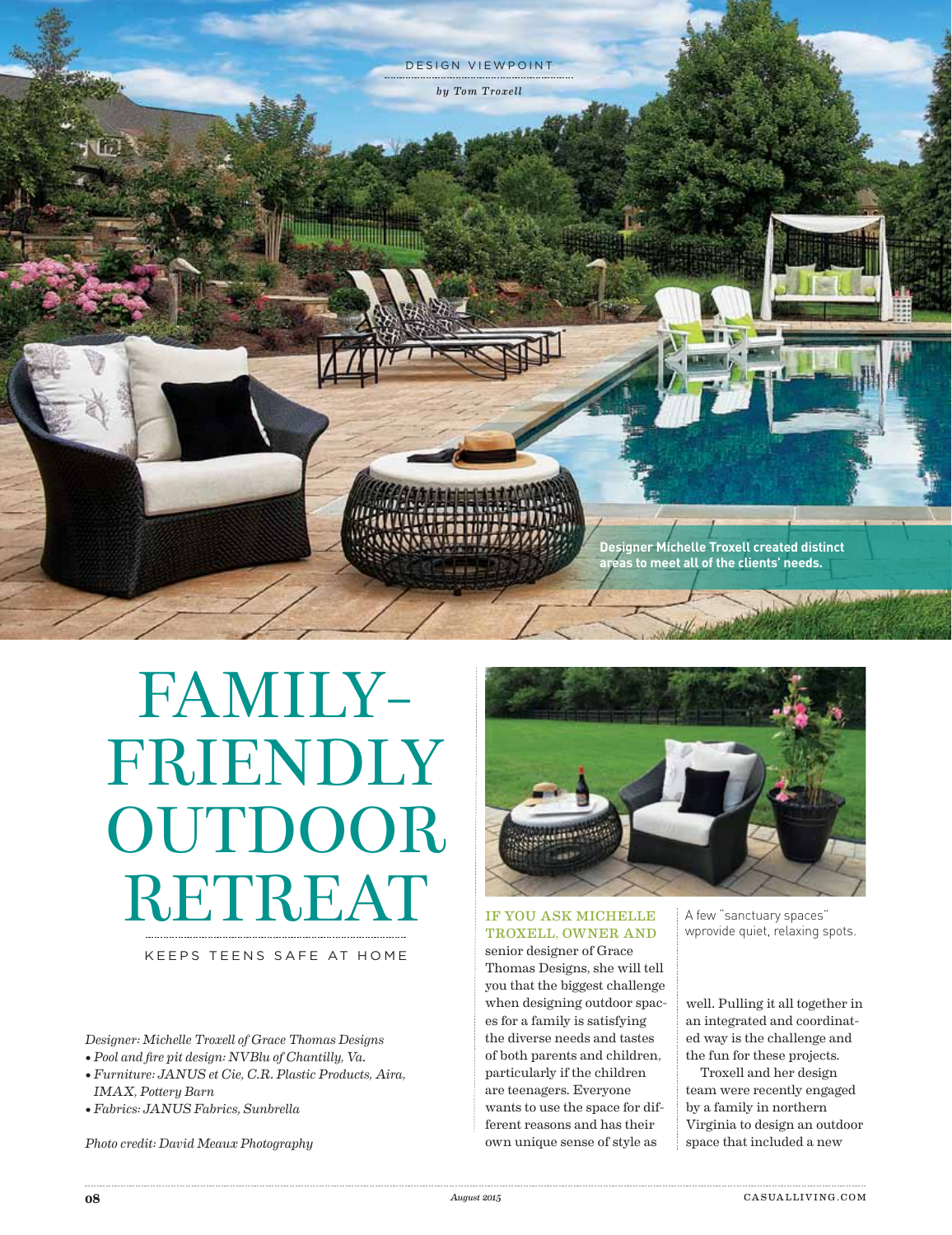DESIGN VIEWPOINT

*by Tom Troxell*

Designer Michelle Troxell created distinct areas to meet all of the clients' needs.

# FAMILY-FRIENDLY OUTDOOR RETREAT

KEEPS TEENS SAFE AT HOME

*Designer: Michelle Troxell of Grace Thomas Designs*

- *Pool and fire pit design: NVBlu of Chantilly, Va.*
- *Furniture: JANUS et Cie, C.R. Plastic Products, Aira, IMAX, Pottery Barn*
- *Fabrics: JANUS Fabrics, Sunbrella*

*Photo credit: David Meaux Photography*

A few "sanctuary spaces" wprovide quiet, relaxing spots.

IF YOU ASK MICHELLE TROXELL, OWNER AND senior designer of Grace Thomas Designs, she will tell you that the biggest challenge when designing outdoor spaces for a family is satisfying the diverse needs and tastes of both parents and children, particularly if the children are teenagers. Everyone wants to use the space for different reasons and has their own unique sense of style as well. Pulling it all together in an integrated and coordinated way is the challenge and the fun for these projects.

Troxell and her design team were recently engaged by a family in northern Virginia to design an outdoor space that included a new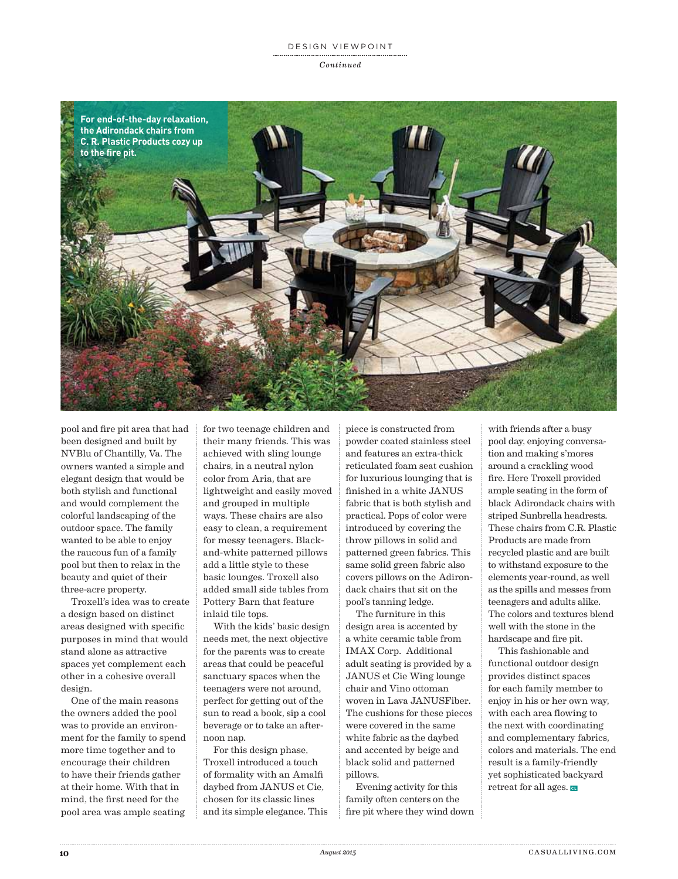For end-of-the-day relaxation, the Adirondack chairs from C. R. Plastic Products cozy up to the fire pit.

pool and fire pit area that had been designed and built by NVBlu of Chantilly, Va. The owners wanted a simple and elegant design that would be both stylish and functional and would complement the colorful landscaping of the outdoor space. The family wanted to be able to enjoy the raucous fun of a family pool but then to relax in the beauty and quiet of their three-acre property.

Troxell's idea was to create a design based on distinct areas designed with specific purposes in mind that would stand alone as attractive spaces yet complement each other in a cohesive overall design.

One of the main reasons the owners added the pool was to provide an environment for the family to spend more time together and to encourage their children to have their friends gather at their home. With that in mind, the first need for the pool area was ample seating for two teenage children and their many friends. This was achieved with sling lounge chairs, in a neutral nylon color from Aria, that are lightweight and easily moved and grouped in multiple ways. These chairs are also easy to clean, a requirement for messy teenagers. Black-and-white patterned pillows add a little style to these basic lounges. Troxell also added small side tables from Pottery Barn that feature inlaid tile tops.

With the kids' basic design needs met, the next objective for the parents was to create areas that could be peaceful sanctuary spaces when the teenagers were not around, perfect for getting out of the sun to read a book, sip a cool beverage or to take an afternoon nap.

For this design phase, Troxell introduced a touch of formality with an Amalfi daybed from JANUS et Cie, chosen for its classic lines and its simple elegance. This piece is constructed from powder coated stainless steel and features an extra-thick reticulated foam seat cushion for luxurious lounging that is finished in a white JANUS fabric that is both stylish and practical. Pops of color were introduced by covering the throw pillows in solid and patterned green fabrics. This same solid green fabric also covers pillows on the Adirondack chairs that sit on the pool's tanning ledge.

The furniture in this design area is accented by a white ceramic table from IMAX Corp. Additional adult seating is provided by a JANUS et Cie Wing lounge chair and Vino ottoman woven in Lava JANUSFiber. The cushions for these pieces were covered in the same white fabric as the daybed and accented by beige and black solid and patterned pillows.

Evening activity for this family often centers on the fire pit where they wind down with friends after a busy pool day, enjoying conversation and making s'mores around a crackling wood fire. Here Troxell provided ample seating in the form of black Adirondack chairs with striped Sunbrella headrests. These chairs from C.R. Plastic Products are made from recycled plastic and are built to withstand exposure to the elements year-round, as well as the spills and messes from teenagers and adults alike. The colors and textures blend well with the stone in the hardscape and fire pit.

This fashionable and functional outdoor design provides distinct spaces for each family member to enjoy in his or her own way, with each area flowing to the next with coordinating and complementary fabrics, colors and materials. The end result is a family-friendly yet sophisticated backyard retreat for all ages.